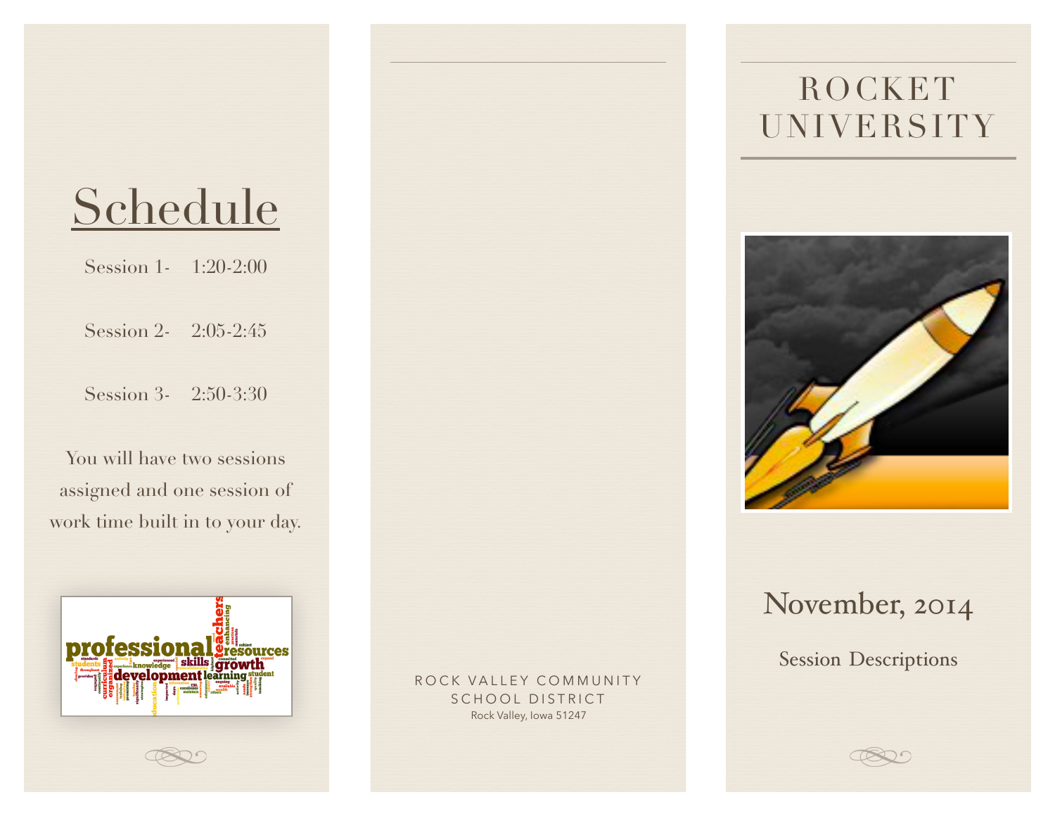# Schedule

Session 1- 1:20-2:00

Session 2- 2:05-2:45

Session 3- 2:50-3:30

You will have two sessions assigned and one session of work time built in to your day.

ROCK VALLEY COMMUNITY SCHOOL DISTRICT
Rock Valley, Iowa 51247

# ROCKET UNIVERSITY

## November, 2014

Session Descriptions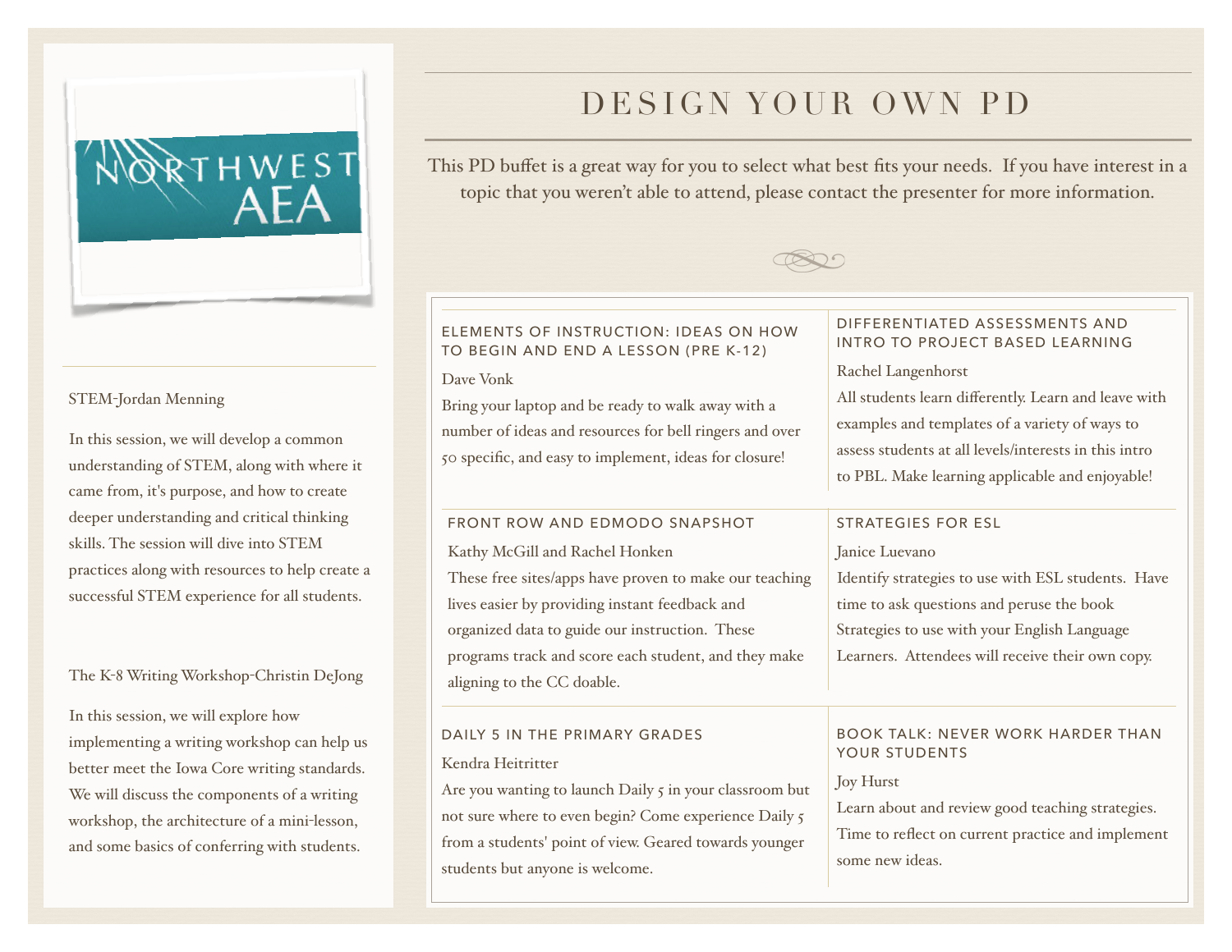# DESIGN YOUR OWN PD

This PD buffet is a great way for you to select what best fits your needs. If you have interest in a topic that you weren't able to attend, please contact the presenter for more information.

STEM-Jordan Menning

In this session, we will develop a common understanding of STEM, along with where it came from, it's purpose, and how to create deeper understanding and critical thinking skills. The session will dive into STEM practices along with resources to help create a successful STEM experience for all students.

The K-8 Writing Workshop-Christin DeJong

In this session, we will explore how implementing a writing workshop can help us better meet the Iowa Core writing standards. We will discuss the components of a writing workshop, the architecture of a mini-lesson, and some basics of conferring with students.

### ELEMENTS OF INSTRUCTION: IDEAS ON HOW TO BEGIN AND END A LESSON (PRE K-12)

Dave Vonk

Bring your laptop and be ready to walk away with a number of ideas and resources for bell ringers and over 50 specific, and easy to implement, ideas for closure!

### DIFFERENTIATED ASSESSMENTS AND INTRO TO PROJECT BASED LEARNING

Rachel Langenhorst

All students learn differently. Learn and leave with examples and templates of a variety of ways to assess students at all levels/interests in this intro to PBL. Make learning applicable and enjoyable!

### FRONT ROW AND EDMODO SNAPSHOT

Kathy McGill and Rachel Honken

These free sites/apps have proven to make our teaching lives easier by providing instant feedback and organized data to guide our instruction. These programs track and score each student, and they make aligning to the CC doable.

### STRATEGIES FOR ESL

Janice Luevano

Identify strategies to use with ESL students. Have time to ask questions and peruse the book Strategies to use with your English Language Learners. Attendees will receive their own copy.

### DAILY 5 IN THE PRIMARY GRADES

Kendra Heitritter

Are you wanting to launch Daily 5 in your classroom but not sure where to even begin? Come experience Daily 5 from a students' point of view. Geared towards younger students but anyone is welcome.

### BOOK TALK: NEVER WORK HARDER THAN YOUR STUDENTS

Joy Hurst

Learn about and review good teaching strategies. Time to reflect on current practice and implement some new ideas.